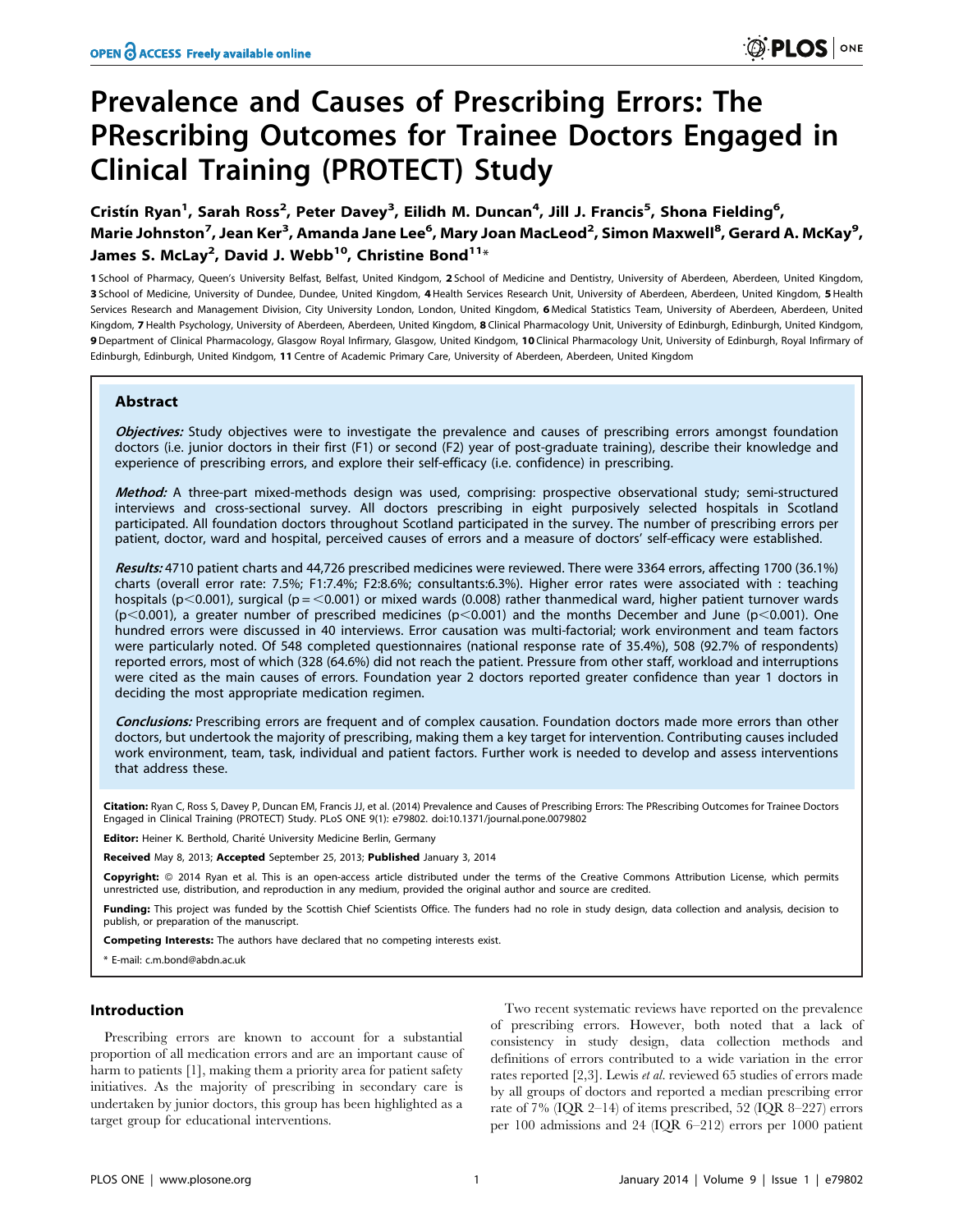# Prevalence and Causes of Prescribing Errors: The PRescribing Outcomes for Trainee Doctors Engaged in Clinical Training (PROTECT) Study

**Cristín Ryan[1], Sarah Ross[2], Peter Davey[3], Eilidh M. Duncan[4], Jill J. Francis[5], Shona Fielding[6], Marie Johnston[7], Jean Ker[3], Amanda Jane Lee[6], Mary Joan MacLeod[2], Simon Maxwell[8], Gerard A. McKay[9], James S. McLay[2], David J. Webb[10], Christine Bond[11]***

1 School of Pharmacy, Queen's University Belfast, Belfast, United Kingdom, 2 School of Medicine and Dentistry, University of Aberdeen, Aberdeen, United Kingdom, 3 School of Medicine, University of Dundee, Dundee, United Kingdom, 4 Health Services Research Unit, University of Aberdeen, Aberdeen, United Kingdom, 5 Health Services Research and Management Division, City University London, London, United Kingdom, 6 Medical Statistics Team, University of Aberdeen, Aberdeen, United Kingdom, 7 Health Psychology, University of Aberdeen, Aberdeen, United Kingdom, 8 Clinical Pharmacology Unit, University of Edinburgh, Edinburgh, United Kingdom, 9 Department of Clinical Pharmacology, Glasgow Royal Infirmary, Glasgow, United Kingdom, 10 Clinical Pharmacology Unit, University of Edinburgh, Royal Infirmary of Edinburgh, Edinburgh, United Kingdom, 11 Centre of Academic Primary Care, University of Aberdeen, Aberdeen, United Kingdom

## Abstract

***Objectives:*** Study objectives were to investigate the prevalence and causes of prescribing errors amongst foundation doctors (i.e. junior doctors in their first (F1) or second (F2) year of post-graduate training), describe their knowledge and experience of prescribing errors, and explore their self-efficacy (i.e. confidence) in prescribing.

***Method:*** A three-part mixed-methods design was used, comprising: prospective observational study; semi-structured interviews and cross-sectional survey. All doctors prescribing in eight purposively selected hospitals in Scotland participated. All foundation doctors throughout Scotland participated in the survey. The number of prescribing errors per patient, doctor, ward and hospital, perceived causes of errors and a measure of doctors' self-efficacy were established.

***Results:*** 4710 patient charts and 44,726 prescribed medicines were reviewed. There were 3364 errors, affecting 1700 (36.1%) charts (overall error rate: 7.5%; F1:7.4%; F2:8.6%; consultants:6.3%). Higher error rates were associated with : teaching hospitals ($p<0.001$), surgical ($p=<0.001$) or mixed wards (0.008) rather thanmedical ward, higher patient turnover wards ($p<0.001$), a greater number of prescribed medicines ($p<0.001$) and the months December and June ($p<0.001$). One hundred errors were discussed in 40 interviews. Error causation was multi-factorial; work environment and team factors were particularly noted. Of 548 completed questionnaires (national response rate of 35.4%), 508 (92.7% of respondents) reported errors, most of which (328 (64.6%) did not reach the patient. Pressure from other staff, workload and interruptions were cited as the main causes of errors. Foundation year 2 doctors reported greater confidence than year 1 doctors in deciding the most appropriate medication regimen.

***Conclusions:*** Prescribing errors are frequent and of complex causation. Foundation doctors made more errors than other doctors, but undertook the majority of prescribing, making them a key target for intervention. Contributing causes included work environment, team, task, individual and patient factors. Further work is needed to develop and assess interventions that address these.

**Citation:** Ryan C, Ross S, Davey P, Duncan EM, Francis JJ, et al. (2014) Prevalence and Causes of Prescribing Errors: The PRescribing Outcomes for Trainee Doctors Engaged in Clinical Training (PROTECT) Study. PLoS ONE 9(1): e79802. doi:10.1371/journal.pone.0079802

**Editor:** Heiner K. Berthold, Charité University Medicine Berlin, Germany

**Received** May 8, 2013; **Accepted** September 25, 2013; **Published** January 3, 2014

**Copyright:** © 2014 Ryan et al. This is an open-access article distributed under the terms of the Creative Commons Attribution License, which permits unrestricted use, distribution, and reproduction in any medium, provided the original author and source are credited.

**Funding:** This project was funded by the Scottish Chief Scientists Office. The funders had no role in study design, data collection and analysis, decision to publish, or preparation of the manuscript.

**Competing Interests:** The authors have declared that no competing interests exist.

\* E-mail: c.m.bond@abdn.ac.uk

## Introduction

Prescribing errors are known to account for a substantial proportion of all medication errors and are an important cause of harm to patients [1], making them a priority area for patient safety initiatives. As the majority of prescribing in secondary care is undertaken by junior doctors, this group has been highlighted as a target group for educational interventions.

Two recent systematic reviews have reported on the prevalence of prescribing errors. However, both noted that a lack of consistency in study design, data collection methods and definitions of errors contributed to a wide variation in the error rates reported [2,3]. Lewis *et al.* reviewed 65 studies of errors made by all groups of doctors and reported a median prescribing error rate of 7% (IQR 2–14) of items prescribed, 52 (IQR 8–227) errors per 100 admissions and 24 (IQR 6–212) errors per 1000 patient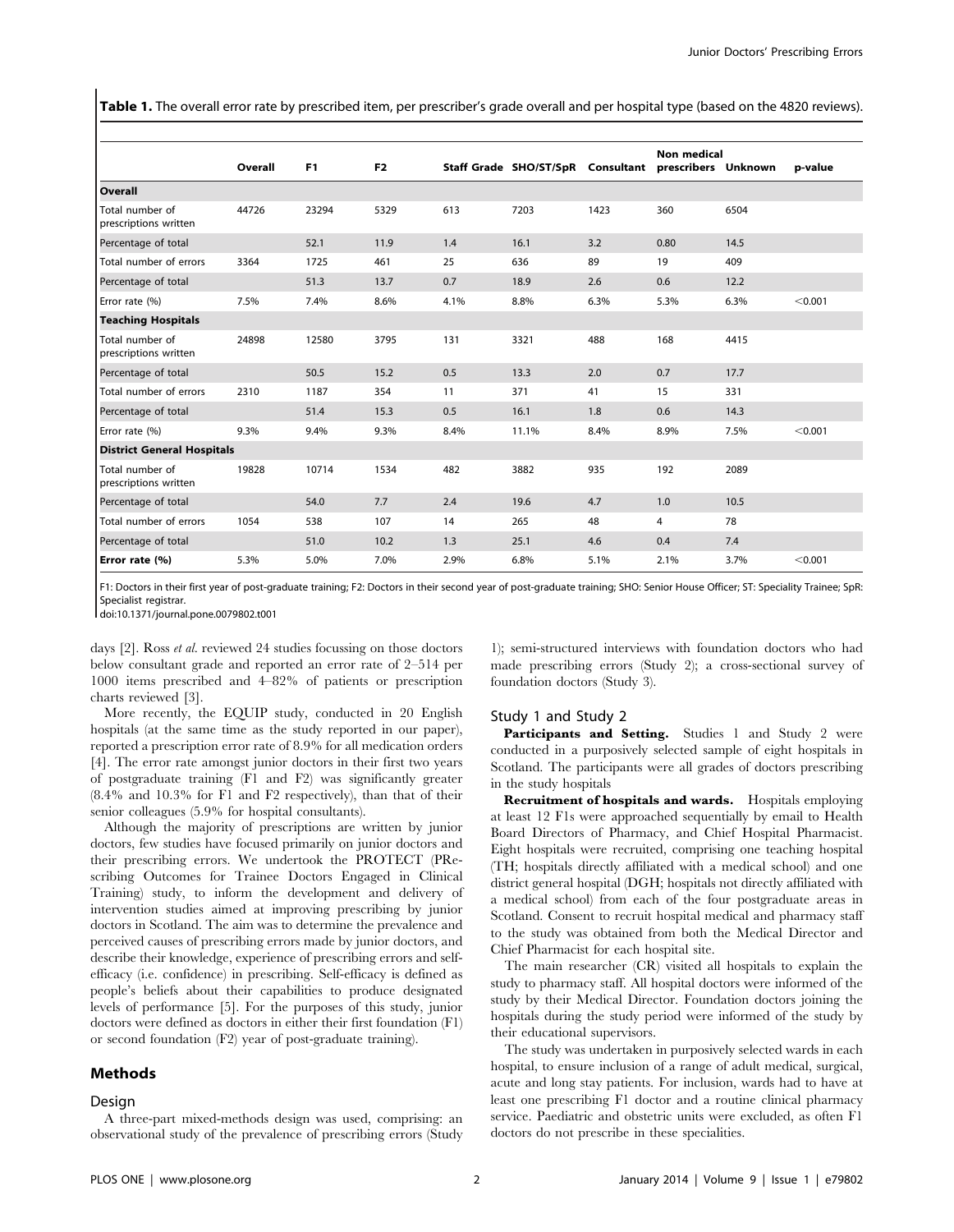**Table 1.** The overall error rate by prescribed item, per prescriber's grade overall and per hospital type (based on the 4820 reviews).

| | Overall | F1 | F2 | Staff Grade | SHO/ST/SpR | Consultant | Non medical prescribers | Unknown | p-value |
|---|---|---|---|---|---|---|---|---|---|
| **Overall** | | | | | | | | | |
| Total number of prescriptions written | 44726 | 23294 | 5329 | 613 | 7203 | 1423 | 360 | 6504 | |
| Percentage of total | | 52.1 | 11.9 | 1.4 | 16.1 | 3.2 | 0.80 | 14.5 | |
| Total number of errors | 3364 | 1725 | 461 | 25 | 636 | 89 | 19 | 409 | |
| Percentage of total | | 51.3 | 13.7 | 0.7 | 18.9 | 2.6 | 0.6 | 12.2 | |
| Error rate (%) | 7.5% | 7.4% | 8.6% | 4.1% | 8.8% | 6.3% | 5.3% | 6.3% | <0.001 |
| **Teaching Hospitals** | | | | | | | | | |
| Total number of prescriptions written | 24898 | 12580 | 3795 | 131 | 3321 | 488 | 168 | 4415 | |
| Percentage of total | | 50.5 | 15.2 | 0.5 | 13.3 | 2.0 | 0.7 | 17.7 | |
| Total number of errors | 2310 | 1187 | 354 | 11 | 371 | 41 | 15 | 331 | |
| Percentage of total | | 51.4 | 15.3 | 0.5 | 16.1 | 1.8 | 0.6 | 14.3 | |
| Error rate (%) | 9.3% | 9.4% | 9.3% | 8.4% | 11.1% | 8.4% | 8.9% | 7.5% | <0.001 |
| **District General Hospitals** | | | | | | | | | |
| Total number of prescriptions written | 19828 | 10714 | 1534 | 482 | 3882 | 935 | 192 | 2089 | |
| Percentage of total | | 54.0 | 7.7 | 2.4 | 19.6 | 4.7 | 1.0 | 10.5 | |
| Total number of errors | 1054 | 538 | 107 | 14 | 265 | 48 | 4 | 78 | |
| Percentage of total | | 51.0 | 10.2 | 1.3 | 25.1 | 4.6 | 0.4 | 7.4 | |
| **Error rate (%)** | 5.3% | 5.0% | 7.0% | 2.9% | 6.8% | 5.1% | 2.1% | 3.7% | <0.001 |

F1: Doctors in their first year of post-graduate training; F2: Doctors in their second year of post-graduate training; SHO: Senior House Officer; ST: Speciality Trainee; SpR: Specialist registrar.

doi:10.1371/journal.pone.0079802.t001

days [2]. Ross *et al.* reviewed 24 studies focussing on those doctors below consultant grade and reported an error rate of 2–514 per 1000 items prescribed and 4–82% of patients or prescription charts reviewed [3].

More recently, the EQUIP study, conducted in 20 English hospitals (at the same time as the study reported in our paper), reported a prescription error rate of 8.9% for all medication orders [4]. The error rate amongst junior doctors in their first two years of postgraduate training (F1 and F2) was significantly greater (8.4% and 10.3% for F1 and F2 respectively), than that of their senior colleagues (5.9% for hospital consultants).

Although the majority of prescriptions are written by junior doctors, few studies have focused primarily on junior doctors and their prescribing errors. We undertook the PROTECT (PRescribing Outcomes for Trainee Doctors Engaged in Clinical Training) study, to inform the development and delivery of intervention studies aimed at improving prescribing by junior doctors in Scotland. The aim was to determine the prevalence and perceived causes of prescribing errors made by junior doctors, and describe their knowledge, experience of prescribing errors and self-efficacy (i.e. confidence) in prescribing. Self-efficacy is defined as people's beliefs about their capabilities to produce designated levels of performance [5]. For the purposes of this study, junior doctors were defined as doctors in either their first foundation (F1) or second foundation (F2) year of post-graduate training).

## Methods

### Design

A three-part mixed-methods design was used, comprising: an observational study of the prevalence of prescribing errors (Study 1); semi-structured interviews with foundation doctors who had made prescribing errors (Study 2); a cross-sectional survey of foundation doctors (Study 3).

### Study 1 and Study 2

**Participants and Setting.** Studies 1 and Study 2 were conducted in a purposively selected sample of eight hospitals in Scotland. The participants were all grades of doctors prescribing in the study hospitals

**Recruitment of hospitals and wards.** Hospitals employing at least 12 F1s were approached sequentially by email to Health Board Directors of Pharmacy, and Chief Hospital Pharmacist. Eight hospitals were recruited, comprising one teaching hospital (TH; hospitals directly affiliated with a medical school) and one district general hospital (DGH; hospitals not directly affiliated with a medical school) from each of the four postgraduate areas in Scotland. Consent to recruit hospital medical and pharmacy staff to the study was obtained from both the Medical Director and Chief Pharmacist for each hospital site.

The main researcher (CR) visited all hospitals to explain the study to pharmacy staff. All hospital doctors were informed of the study by their Medical Director. Foundation doctors joining the hospitals during the study period were informed of the study by their educational supervisors.

The study was undertaken in purposively selected wards in each hospital, to ensure inclusion of a range of adult medical, surgical, acute and long stay patients. For inclusion, wards had to have at least one prescribing F1 doctor and a routine clinical pharmacy service. Paediatric and obstetric units were excluded, as often F1 doctors do not prescribe in these specialities.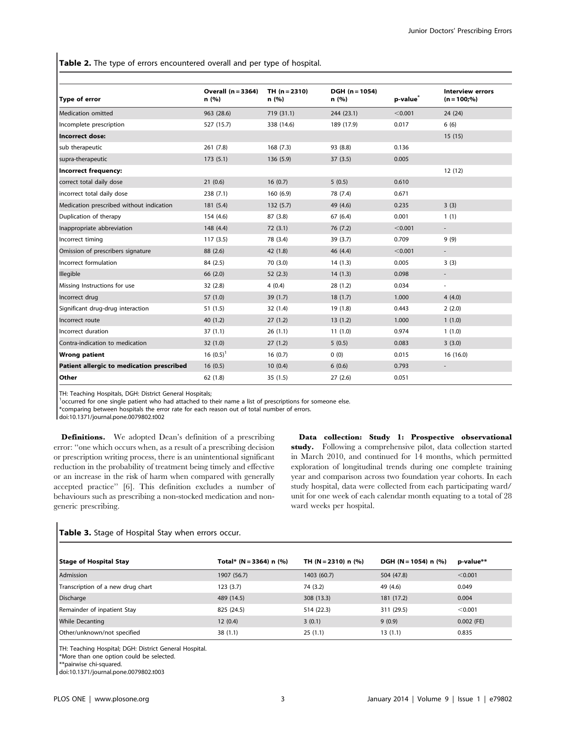**Table 2.** The type of errors encountered overall and per type of hospital.

| Type of error | Overall (n = 3364) n (%) | TH (n = 2310) n (%) | DGH (n = 1054) n (%) | p-value* | Interview errors (n = 100;%) |
|---|---|---|---|---|---|
| Medication omitted | 963 (28.6) | 719 (31.1) | 244 (23.1) | <0.001 | 24 (24) |
| Incomplete prescription | 527 (15.7) | 338 (14.6) | 189 (17.9) | 0.017 | 6 (6) |
| **Incorrect dose:** | | | | | 15 (15) |
| sub therapeutic | 261 (7.8) | 168 (7.3) | 93 (8.8) | 0.136 | |
| supra-therapeutic | 173 (5.1) | 136 (5.9) | 37 (3.5) | 0.005 | |
| **Incorrect frequency:** | | | | | 12 (12) |
| correct total daily dose | 21 (0.6) | 16 (0.7) | 5 (0.5) | 0.610 | |
| incorrect total daily dose | 238 (7.1) | 160 (6.9) | 78 (7.4) | 0.671 | |
| Medication prescribed without indication | 181 (5.4) | 132 (5.7) | 49 (4.6) | 0.235 | 3 (3) |
| Duplication of therapy | 154 (4.6) | 87 (3.8) | 67 (6.4) | 0.001 | 1 (1) |
| Inappropriate abbreviation | 148 (4.4) | 72 (3.1) | 76 (7.2) | <0.001 | - |
| Incorrect timing | 117 (3.5) | 78 (3.4) | 39 (3.7) | 0.709 | 9 (9) |
| Omission of prescribers signature | 88 (2.6) | 42 (1.8) | 46 (4.4) | <0.001 | - |
| Incorrect formulation | 84 (2.5) | 70 (3.0) | 14 (1.3) | 0.005 | 3 (3) |
| Illegible | 66 (2.0) | 52 (2.3) | 14 (1.3) | 0.098 | - |
| Missing Instructions for use | 32 (2.8) | 4 (0.4) | 28 (1.2) | 0.034 | - |
| Incorrect drug | 57 (1.0) | 39 (1.7) | 18 (1.7) | 1.000 | 4 (4.0) |
| Significant drug-drug interaction | 51 (1.5) | 32 (1.4) | 19 (1.8) | 0.443 | 2 (2.0) |
| Incorrect route | 40 (1.2) | 27 (1.2) | 13 (1.2) | 1.000 | 1 (1.0) |
| Incorrect duration | 37 (1.1) | 26 (1.1) | 11 (1.0) | 0.974 | 1 (1.0) |
| Contra-indication to medication | 32 (1.0) | 27 (1.2) | 5 (0.5) | 0.083 | 3 (3.0) |
| **Wrong patient** | 16 (0.5)[1] | 16 (0.7) | 0 (0) | 0.015 | 16 (16.0) |
| **Patient allergic to medication prescribed** | 16 (0.5) | 10 (0.4) | 6 (0.6) | 0.793 | - |
| **Other** | 62 (1.8) | 35 (1.5) | 27 (2.6) | 0.051 | |

TH: Teaching Hospitals, DGH: District General Hospitals;
[1]occurred for one single patient who had attached to their name a list of prescriptions for someone else.
*comparing between hospitals the error rate for each reason out of total number of errors.
doi:10.1371/journal.pone.0079802.t002

**Definitions.** We adopted Dean's definition of a prescribing error: "one which occurs when, as a result of a prescribing decision or prescription writing process, there is an unintentional significant reduction in the probability of treatment being timely and effective or an increase in the risk of harm when compared with generally accepted practice" [6]. This definition excludes a number of behaviours such as prescribing a non-stocked medication and non-generic prescribing.

**Data collection: Study 1: Prospective observational study.** Following a comprehensive pilot, data collection started in March 2010, and continued for 14 months, which permitted exploration of longitudinal trends during one complete training year and comparison across two foundation year cohorts. In each study hospital, data were collected from each participating ward/unit for one week of each calendar month equating to a total of 28 ward weeks per hospital.

**Table 3.** Stage of Hospital Stay when errors occur.

| Stage of Hospital Stay | Total* (N = 3364) n (%) | TH (N = 2310) n (%) | DGH (N = 1054) n (%) | p-value** |
|---|---|---|---|---|
| Admission | 1907 (56.7) | 1403 (60.7) | 504 (47.8) | <0.001 |
| Transcription of a new drug chart | 123 (3.7) | 74 (3.2) | 49 (4.6) | 0.049 |
| Discharge | 489 (14.5) | 308 (13.3) | 181 (17.2) | 0.004 |
| Remainder of inpatient Stay | 825 (24.5) | 514 (22.3) | 311 (29.5) | <0.001 |
| While Decanting | 12 (0.4) | 3 (0.1) | 9 (0.9) | 0.002 (FE) |
| Other/unknown/not specified | 38 (1.1) | 25 (1.1) | 13 (1.1) | 0.835 |

TH: Teaching Hospital; DGH: District General Hospital.
*More than one option could be selected.
**pairwise chi-squared.
doi:10.1371/journal.pone.0079802.t003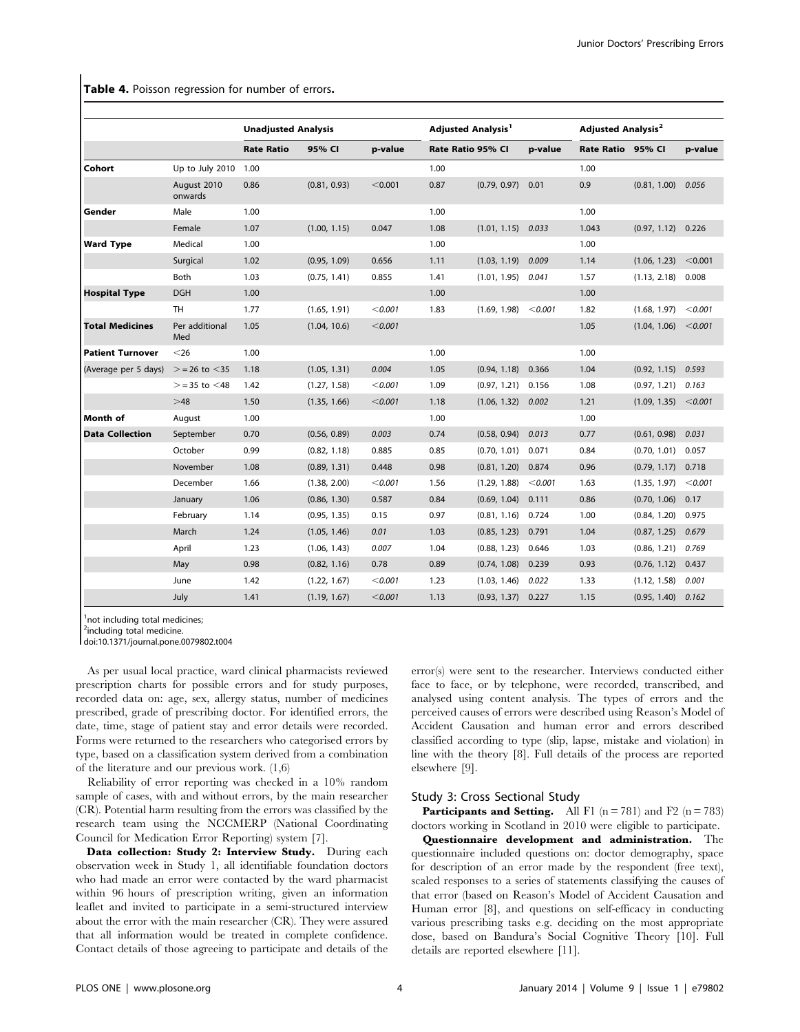**Table 4.** Poisson regression for number of errors.

| | | Unadjusted Analysis | | | Adjusted Analysis[1] | | | Adjusted Analysis[2] | | |
|---|---|---|---|---|---|---|---|---|---|---|
| | | Rate Ratio | 95% CI | p-value | Rate Ratio | 95% CI | p-value | Rate Ratio | 95% CI | p-value |
| **Cohort** | Up to July 2010 | 1.00 | | | 1.00 | | | 1.00 | | |
| | August 2010 onwards | 0.86 | (0.81, 0.93) | <0.001 | 0.87 | (0.79, 0.97) | 0.01 | 0.9 | (0.81, 1.00) | 0.056 |
| **Gender** | Male | 1.00 | | | 1.00 | | | 1.00 | | |
| | Female | 1.07 | (1.00, 1.15) | 0.047 | 1.08 | (1.01, 1.15) | 0.033 | 1.043 | (0.97, 1.12) | 0.226 |
| **Ward Type** | Medical | 1.00 | | | 1.00 | | | 1.00 | | |
| | Surgical | 1.02 | (0.95, 1.09) | 0.656 | 1.11 | (1.03, 1.19) | 0.009 | 1.14 | (1.06, 1.23) | <0.001 |
| | Both | 1.03 | (0.75, 1.41) | 0.855 | 1.41 | (1.01, 1.95) | 0.041 | 1.57 | (1.13, 2.18) | 0.008 |
| **Hospital Type** | DGH | 1.00 | | | 1.00 | | | 1.00 | | |
| | TH | 1.77 | (1.65, 1.91) | <0.001 | 1.83 | (1.69, 1.98) | <0.001 | 1.82 | (1.68, 1.97) | <0.001 |
| **Total Medicines** | Per additional Med | 1.05 | (1.04, 10.6) | <0.001 | | | | 1.05 | (1.04, 1.06) | <0.001 |
| **Patient Turnover** | <26 | 1.00 | | | 1.00 | | | 1.00 | | |
| (Average per 5 days) | >=26 to <35 | 1.18 | (1.05, 1.31) | 0.004 | 1.05 | (0.94, 1.18) | 0.366 | 1.04 | (0.92, 1.15) | 0.593 |
| | >=35 to <48 | 1.42 | (1.27, 1.58) | <0.001 | 1.09 | (0.97, 1.21) | 0.156 | 1.08 | (0.97, 1.21) | 0.163 |
| | >48 | 1.50 | (1.35, 1.66) | <0.001 | 1.18 | (1.06, 1.32) | 0.002 | 1.21 | (1.09, 1.35) | <0.001 |
| **Month of** | August | 1.00 | | | 1.00 | | | 1.00 | | |
| **Data Collection** | September | 0.70 | (0.56, 0.89) | 0.003 | 0.74 | (0.58, 0.94) | 0.013 | 0.77 | (0.61, 0.98) | 0.031 |
| | October | 0.99 | (0.82, 1.18) | 0.885 | 0.85 | (0.70, 1.01) | 0.071 | 0.84 | (0.70, 1.01) | 0.057 |
| | November | 1.08 | (0.89, 1.31) | 0.448 | 0.98 | (0.81, 1.20) | 0.874 | 0.96 | (0.79, 1.17) | 0.718 |
| | December | 1.66 | (1.38, 2.00) | <0.001 | 1.56 | (1.29, 1.88) | <0.001 | 1.63 | (1.35, 1.97) | <0.001 |
| | January | 1.06 | (0.86, 1.30) | 0.587 | 0.84 | (0.69, 1.04) | 0.111 | 0.86 | (0.70, 1.06) | 0.17 |
| | February | 1.14 | (0.95, 1.35) | 0.15 | 0.97 | (0.81, 1.16) | 0.724 | 1.00 | (0.84, 1.20) | 0.975 |
| | March | 1.24 | (1.05, 1.46) | 0.01 | 1.03 | (0.85, 1.23) | 0.791 | 1.04 | (0.87, 1.25) | 0.679 |
| | April | 1.23 | (1.06, 1.43) | 0.007 | 1.04 | (0.88, 1.23) | 0.646 | 1.03 | (0.86, 1.21) | 0.769 |
| | May | 0.98 | (0.82, 1.16) | 0.78 | 0.89 | (0.74, 1.08) | 0.239 | 0.93 | (0.76, 1.12) | 0.437 |
| | June | 1.42 | (1.22, 1.67) | <0.001 | 1.23 | (1.03, 1.46) | 0.022 | 1.33 | (1.12, 1.58) | 0.001 |
| | July | 1.41 | (1.19, 1.67) | <0.001 | 1.13 | (0.93, 1.37) | 0.227 | 1.15 | (0.95, 1.40) | 0.162 |

[1]not including total medicines;
[2]including total medicine.
doi:10.1371/journal.pone.0079802.t004

As per usual local practice, ward clinical pharmacists reviewed prescription charts for possible errors and for study purposes, recorded data on: age, sex, allergy status, number of medicines prescribed, grade of prescribing doctor. For identified errors, the date, time, stage of patient stay and error details were recorded. Forms were returned to the researchers who categorised errors by type, based on a classification system derived from a combination of the literature and our previous work. (1,6)

Reliability of error reporting was checked in a 10% random sample of cases, with and without errors, by the main researcher (CR). Potential harm resulting from the errors was classified by the research team using the NCCMERP (National Coordinating Council for Medication Error Reporting) system [7].

**Data collection: Study 2: Interview Study.** During each observation week in Study 1, all identifiable foundation doctors who had made an error were contacted by the ward pharmacist within 96 hours of prescription writing, given an information leaflet and invited to participate in a semi-structured interview about the error with the main researcher (CR). They were assured that all information would be treated in complete confidence. Contact details of those agreeing to participate and details of the error(s) were sent to the researcher. Interviews conducted either face to face, or by telephone, were recorded, transcribed, and analysed using content analysis. The types of errors and the perceived causes of errors were described using Reason's Model of Accident Causation and human error and errors described classified according to type (slip, lapse, mistake and violation) in line with the theory [8]. Full details of the process are reported elsewhere [9].

## Study 3: Cross Sectional Study

**Participants and Setting.** All F1 (n = 781) and F2 (n = 783) doctors working in Scotland in 2010 were eligible to participate.

**Questionnaire development and administration.** The questionnaire included questions on: doctor demography, space for description of an error made by the respondent (free text), scaled responses to a series of statements classifying the causes of that error (based on Reason's Model of Accident Causation and Human error [8], and questions on self-efficacy in conducting various prescribing tasks e.g. deciding on the most appropriate dose, based on Bandura's Social Cognitive Theory [10]. Full details are reported elsewhere [11].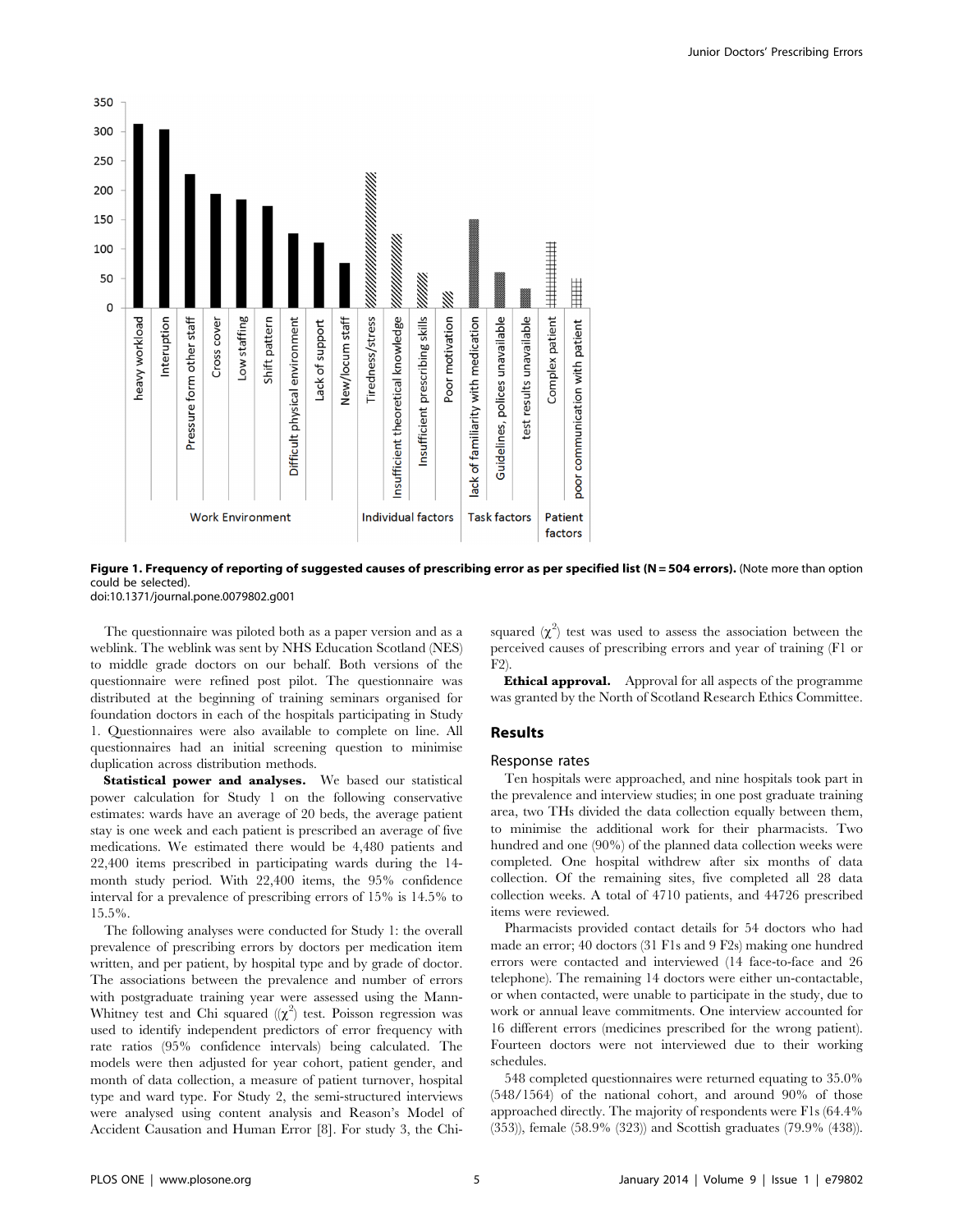**Figure 1. Frequency of reporting of suggested causes of prescribing error as per specified list (N = 504 errors).** (Note more than option could be selected).
doi:10.1371/journal.pone.0079802.g001

The questionnaire was piloted both as a paper version and as a weblink. The weblink was sent by NHS Education Scotland (NES) to middle grade doctors on our behalf. Both versions of the questionnaire were refined post pilot. The questionnaire was distributed at the beginning of training seminars organised for foundation doctors in each of the hospitals participating in Study 1. Questionnaires were also available to complete on line. All questionnaires had an initial screening question to minimise duplication across distribution methods.

**Statistical power and analyses.** We based our statistical power calculation for Study 1 on the following conservative estimates: wards have an average of 20 beds, the average patient stay is one week and each patient is prescribed an average of five medications. We estimated there would be 4,480 patients and 22,400 items prescribed in participating wards during the 14-month study period. With 22,400 items, the 95% confidence interval for a prevalence of prescribing errors of 15% is 14.5% to 15.5%.

The following analyses were conducted for Study 1: the overall prevalence of prescribing errors by doctors per medication item written, and per patient, by hospital type and by grade of doctor. The associations between the prevalence and number of errors with postgraduate training year were assessed using the Mann-Whitney test and Chi squared (($\chi^2$) test. Poisson regression was used to identify independent predictors of error frequency with rate ratios (95% confidence intervals) being calculated. The models were then adjusted for year cohort, patient gender, and month of data collection, a measure of patient turnover, hospital type and ward type. For Study 2, the semi-structured interviews were analysed using content analysis and Reason's Model of Accident Causation and Human Error [8]. For study 3, the Chi-squared ($\chi^2$) test was used to assess the association between the perceived causes of prescribing errors and year of training (F1 or F2).

**Ethical approval.** Approval for all aspects of the programme was granted by the North of Scotland Research Ethics Committee.

## Results

### Response rates

Ten hospitals were approached, and nine hospitals took part in the prevalence and interview studies; in one post graduate training area, two THs divided the data collection equally between them, to minimise the additional work for their pharmacists. Two hundred and one (90%) of the planned data collection weeks were completed. One hospital withdrew after six months of data collection. Of the remaining sites, five completed all 28 data collection weeks. A total of 4710 patients, and 44726 prescribed items were reviewed.

Pharmacists provided contact details for 54 doctors who had made an error; 40 doctors (31 F1s and 9 F2s) making one hundred errors were contacted and interviewed (14 face-to-face and 26 telephone). The remaining 14 doctors were either un-contactable, or when contacted, were unable to participate in the study, due to work or annual leave commitments. One interview accounted for 16 different errors (medicines prescribed for the wrong patient). Fourteen doctors were not interviewed due to their working schedules.

548 completed questionnaires were returned equating to 35.0% (548/1564) of the national cohort, and around 90% of those approached directly. The majority of respondents were F1s (64.4% (353)), female (58.9% (323)) and Scottish graduates (79.9% (438)).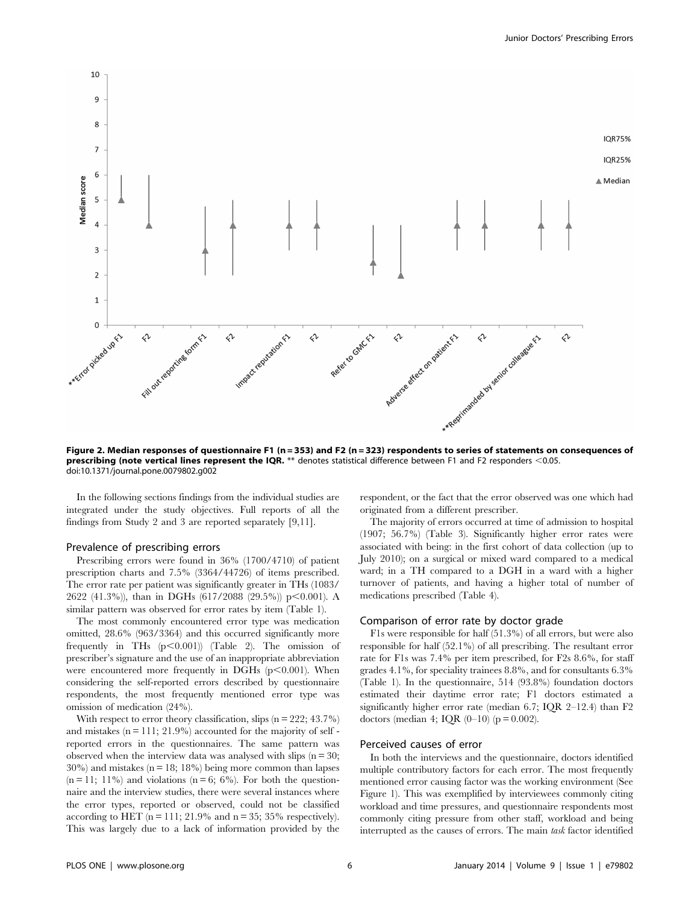**Figure 2. Median responses of questionnaire F1 (n = 353) and F2 (n = 323) respondents to series of statements on consequences of prescribing (note vertical lines represent the IQR.** ** denotes statistical difference between F1 and F2 responders <0.05.
doi:10.1371/journal.pone.0079802.g002

In the following sections findings from the individual studies are integrated under the study objectives. Full reports of all the findings from Study 2 and 3 are reported separately [9,11].

### Prevalence of prescribing errors

Prescribing errors were found in 36% (1700/4710) of patient prescription charts and 7.5% (3364/44726) of items prescribed. The error rate per patient was significantly greater in THs (1083/2622 (41.3%)), than in DGHs (617/2088 (29.5%)) $p<0.001$). A similar pattern was observed for error rates by item (Table 1).

The most commonly encountered error type was medication omitted, 28.6% (963/3364) and this occurred significantly more frequently in THs ($p<0.001$)) (Table 2). The omission of prescriber's signature and the use of an inappropriate abbreviation were encountered more frequently in DGHs ($p<0.001$). When considering the self-reported errors described by questionnaire respondents, the most frequently mentioned error type was omission of medication (24%).

With respect to error theory classification, slips (n = 222; 43.7%) and mistakes (n = 111; 21.9%) accounted for the majority of self-reported errors in the questionnaires. The same pattern was observed when the interview data was analysed with slips (n = 30; 30%) and mistakes (n = 18; 18%) being more common than lapses (n = 11; 11%) and violations (n = 6; 6%). For both the questionnaire and the interview studies, there were several instances where the error types, reported or observed, could not be classified according to HET (n = 111; 21.9% and n = 35; 35% respectively). This was largely due to a lack of information provided by the respondent, or the fact that the error observed was one which had originated from a different prescriber.

The majority of errors occurred at time of admission to hospital (1907; 56.7%) (Table 3). Significantly higher error rates were associated with being: in the first cohort of data collection (up to July 2010); on a surgical or mixed ward compared to a medical ward; in a TH compared to a DGH in a ward with a higher turnover of patients, and having a higher total of number of medications prescribed (Table 4).

### Comparison of error rate by doctor grade

F1s were responsible for half (51.3%) of all errors, but were also responsible for half (52.1%) of all prescribing. The resultant error rate for F1s was 7.4% per item prescribed, for F2s 8.6%, for staff grades 4.1%, for speciality trainees 8.8%, and for consultants 6.3% (Table 1). In the questionnaire, 514 (93.8%) foundation doctors estimated their daytime error rate; F1 doctors estimated a significantly higher error rate (median 6.7; IQR 2–12.4) than F2 doctors (median 4; IQR (0–10) ($p = 0.002$).

### Perceived causes of error

In both the interviews and the questionnaire, doctors identified multiple contributory factors for each error. The most frequently mentioned error causing factor was the working environment (See Figure 1). This was exemplified by interviewees commonly citing workload and time pressures, and questionnaire respondents most commonly citing pressure from other staff, workload and being interrupted as the causes of errors. The main *task* factor identified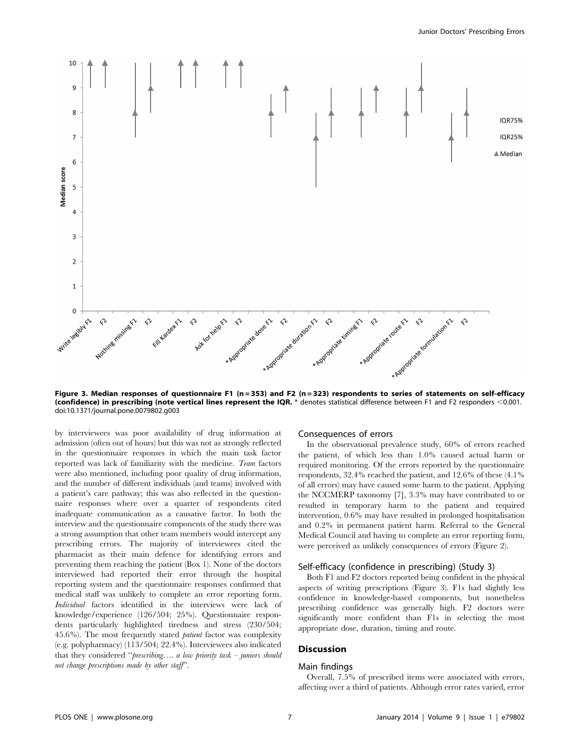Figure 3. Median responses of questionnaire F1 (n = 353) and F2 (n = 323) respondents to series of statements on self-efficacy (confidence) in prescribing (note vertical lines represent the IQR. * denotes statistical difference between F1 and F2 responders <0.001.
doi:10.1371/journal.pone.0079802.g003

by interviewees was poor availability of drug information at admission (often out of hours) but this was not as strongly reflected in the questionnaire responses in which the main task factor reported was lack of familiarity with the medicine. *Team* factors were also mentioned, including poor quality of drug information, and the number of different individuals (and teams) involved with a patient's care pathway; this was also reflected in the questionnaire responses where over a quarter of respondents cited inadequate communication as a causative factor. In both the interview and the questionnaire components of the study there was a strong assumption that other team members would intercept any prescribing errors. The majority of interviewees cited the pharmacist as their main defence for identifying errors and preventing them reaching the patient (Box 1). None of the doctors interviewed had reported their error through the hospital reporting system and the questionnaire responses confirmed that medical staff was unlikely to complete an error reporting form. *Individual* factors identified in the interviews were lack of knowledge/experience (126/504; 25%). Questionnaire respondents particularly highlighted tiredness and stress (230/504; 45.6%). The most frequently stated *patient* factor was complexity (e.g. polypharmacy) (113/504; 22.4%). Interviewees also indicated that they considered "*prescribing…. a low priority task – juniors should not change prescriptions made by other staff*".

### Consequences of errors

In the observational prevalence study, 60% of errors reached the patient, of which less than 1.0% caused actual harm or required monitoring. Of the errors reported by the questionnaire respondents, 32.4% reached the patient, and 12.6% of these (4.1% of all errors) may have caused some harm to the patient. Applying the NCCMERP taxonomy [7], 3.3% may have contributed to or resulted in temporary harm to the patient and required intervention, 0.6% may have resulted in prolonged hospitalisation and 0.2% in permanent patient harm. Referral to the General Medical Council and having to complete an error reporting form, were perceived as unlikely consequences of errors (Figure 2).

### Self-efficacy (confidence in prescribing) (Study 3)

Both F1 and F2 doctors reported being confident in the physical aspects of writing prescriptions (Figure 3). F1s had slightly less confidence in knowledge-based components, but nonetheless prescribing confidence was generally high. F2 doctors were significantly more confident than F1s in selecting the most appropriate dose, duration, timing and route.

## Discussion

### Main findings

Overall, 7.5% of prescribed items were associated with errors, affecting over a third of patients. Although error rates varied, error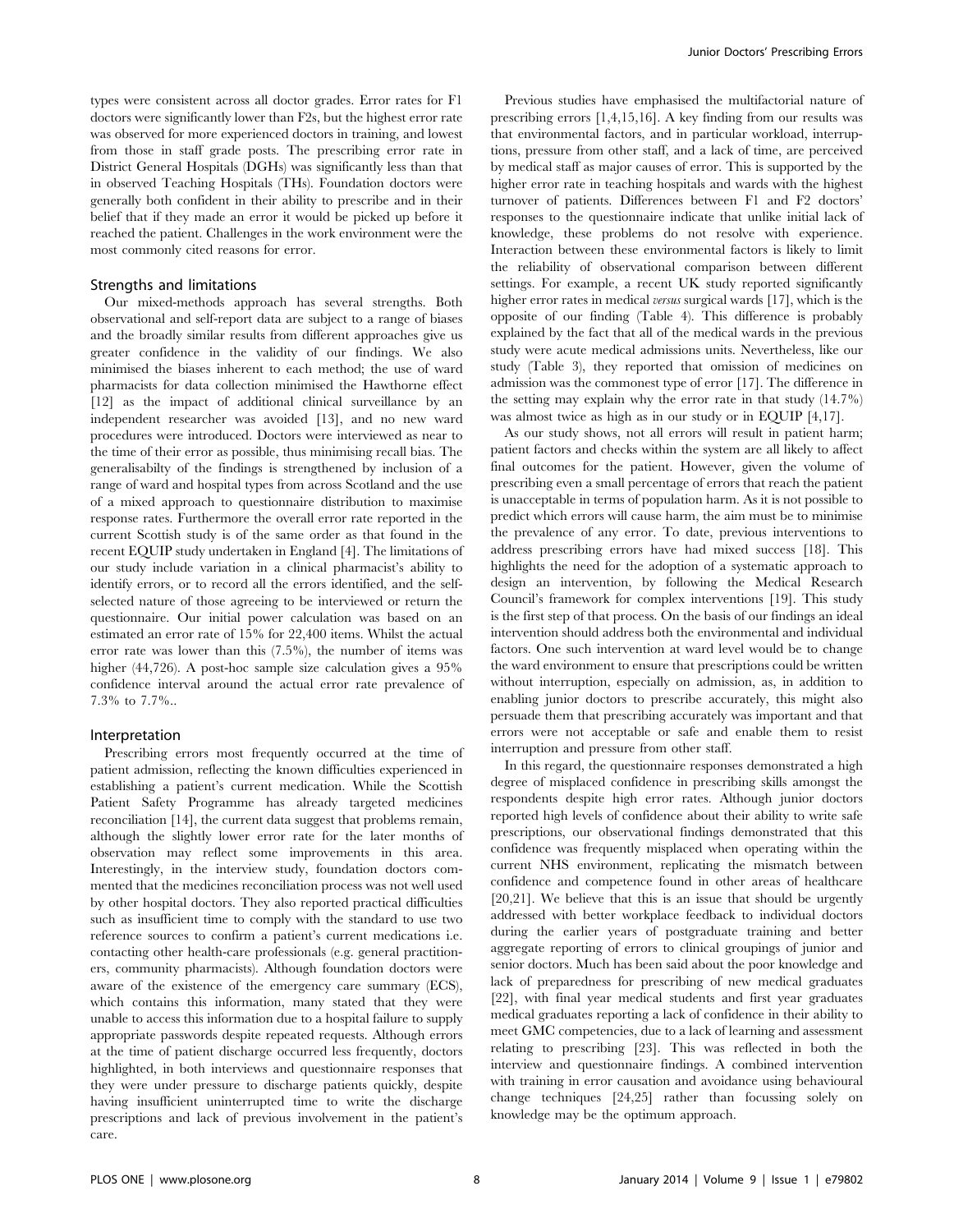types were consistent across all doctor grades. Error rates for F1 doctors were significantly lower than F2s, but the highest error rate was observed for more experienced doctors in training, and lowest from those in staff grade posts. The prescribing error rate in District General Hospitals (DGHs) was significantly less than that in observed Teaching Hospitals (THs). Foundation doctors were generally both confident in their ability to prescribe and in their belief that if they made an error it would be picked up before it reached the patient. Challenges in the work environment were the most commonly cited reasons for error.

## Strengths and limitations

Our mixed-methods approach has several strengths. Both observational and self-report data are subject to a range of biases and the broadly similar results from different approaches give us greater confidence in the validity of our findings. We also minimised the biases inherent to each method; the use of ward pharmacists for data collection minimised the Hawthorne effect [12] as the impact of additional clinical surveillance by an independent researcher was avoided [13], and no new ward procedures were introduced. Doctors were interviewed as near to the time of their error as possible, thus minimising recall bias. The generalisabilty of the findings is strengthened by inclusion of a range of ward and hospital types from across Scotland and the use of a mixed approach to questionnaire distribution to maximise response rates. Furthermore the overall error rate reported in the current Scottish study is of the same order as that found in the recent EQUIP study undertaken in England [4]. The limitations of our study include variation in a clinical pharmacist's ability to identify errors, or to record all the errors identified, and the self-selected nature of those agreeing to be interviewed or return the questionnaire. Our initial power calculation was based on an estimated an error rate of 15% for 22,400 items. Whilst the actual error rate was lower than this (7.5%), the number of items was higher (44,726). A post-hoc sample size calculation gives a 95% confidence interval around the actual error rate prevalence of 7.3% to 7.7%..

## Interpretation

Prescribing errors most frequently occurred at the time of patient admission, reflecting the known difficulties experienced in establishing a patient's current medication. While the Scottish Patient Safety Programme has already targeted medicines reconciliation [14], the current data suggest that problems remain, although the slightly lower error rate for the later months of observation may reflect some improvements in this area. Interestingly, in the interview study, foundation doctors commented that the medicines reconciliation process was not well used by other hospital doctors. They also reported practical difficulties such as insufficient time to comply with the standard to use two reference sources to confirm a patient's current medications i.e. contacting other health-care professionals (e.g. general practitioners, community pharmacists). Although foundation doctors were aware of the existence of the emergency care summary (ECS), which contains this information, many stated that they were unable to access this information due to a hospital failure to supply appropriate passwords despite repeated requests. Although errors at the time of patient discharge occurred less frequently, doctors highlighted, in both interviews and questionnaire responses that they were under pressure to discharge patients quickly, despite having insufficient uninterrupted time to write the discharge prescriptions and lack of previous involvement in the patient's care.

Previous studies have emphasised the multifactorial nature of prescribing errors [1,4,15,16]. A key finding from our results was that environmental factors, and in particular workload, interruptions, pressure from other staff, and a lack of time, are perceived by medical staff as major causes of error. This is supported by the higher error rate in teaching hospitals and wards with the highest turnover of patients. Differences between F1 and F2 doctors' responses to the questionnaire indicate that unlike initial lack of knowledge, these problems do not resolve with experience. Interaction between these environmental factors is likely to limit the reliability of observational comparison between different settings. For example, a recent UK study reported significantly higher error rates in medical *versus* surgical wards [17], which is the opposite of our finding (Table 4). This difference is probably explained by the fact that all of the medical wards in the previous study were acute medical admissions units. Nevertheless, like our study (Table 3), they reported that omission of medicines on admission was the commonest type of error [17]. The difference in the setting may explain why the error rate in that study (14.7%) was almost twice as high as in our study or in EQUIP [4,17].

As our study shows, not all errors will result in patient harm; patient factors and checks within the system are all likely to affect final outcomes for the patient. However, given the volume of prescribing even a small percentage of errors that reach the patient is unacceptable in terms of population harm. As it is not possible to predict which errors will cause harm, the aim must be to minimise the prevalence of any error. To date, previous interventions to address prescribing errors have had mixed success [18]. This highlights the need for the adoption of a systematic approach to design an intervention, by following the Medical Research Council's framework for complex interventions [19]. This study is the first step of that process. On the basis of our findings an ideal intervention should address both the environmental and individual factors. One such intervention at ward level would be to change the ward environment to ensure that prescriptions could be written without interruption, especially on admission, as, in addition to enabling junior doctors to prescribe accurately, this might also persuade them that prescribing accurately was important and that errors were not acceptable or safe and enable them to resist interruption and pressure from other staff.

In this regard, the questionnaire responses demonstrated a high degree of misplaced confidence in prescribing skills amongst the respondents despite high error rates. Although junior doctors reported high levels of confidence about their ability to write safe prescriptions, our observational findings demonstrated that this confidence was frequently misplaced when operating within the current NHS environment, replicating the mismatch between confidence and competence found in other areas of healthcare [20,21]. We believe that this is an issue that should be urgently addressed with better workplace feedback to individual doctors during the earlier years of postgraduate training and better aggregate reporting of errors to clinical groupings of junior and senior doctors. Much has been said about the poor knowledge and lack of preparedness for prescribing of new medical graduates [22], with final year medical students and first year graduates medical graduates reporting a lack of confidence in their ability to meet GMC competencies, due to a lack of learning and assessment relating to prescribing [23]. This was reflected in both the interview and questionnaire findings. A combined intervention with training in error causation and avoidance using behavioural change techniques [24,25] rather than focussing solely on knowledge may be the optimum approach.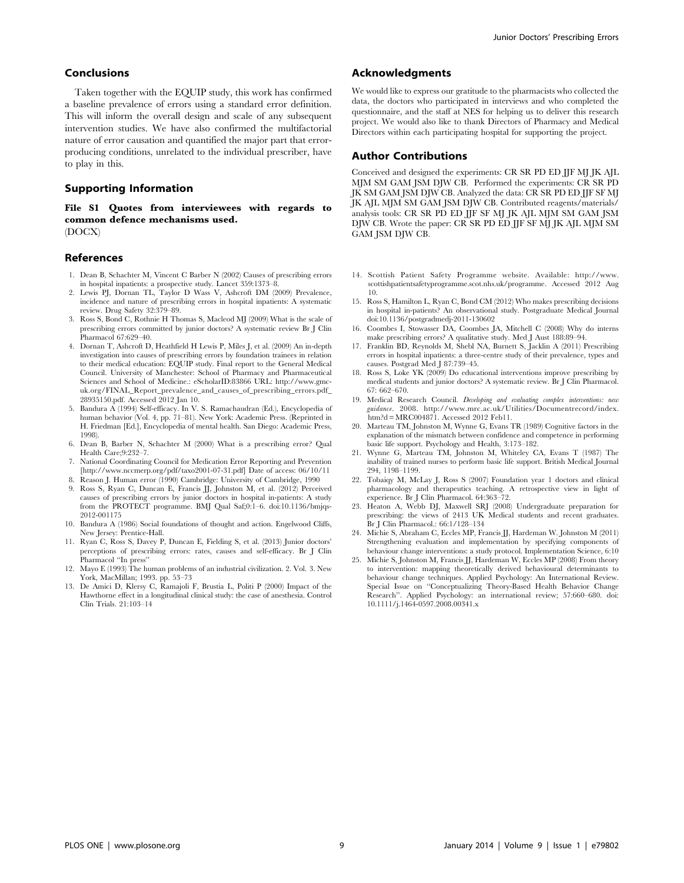## Conclusions

Taken together with the EQUIP study, this work has confirmed a baseline prevalence of errors using a standard error definition. This will inform the overall design and scale of any subsequent intervention studies. We have also confirmed the multifactorial nature of error causation and quantified the major part that error-producing conditions, unrelated to the individual prescriber, have to play in this.

## Supporting Information

**File S1 Quotes from interviewees with regards to common defence mechanisms used.**
(DOCX)

## Acknowledgments

We would like to express our gratitude to the pharmacists who collected the data, the doctors who participated in interviews and who completed the questionnaire, and the staff at NES for helping us to deliver this research project. We would also like to thank Directors of Pharmacy and Medical Directors within each participating hospital for supporting the project.

## Author Contributions

Conceived and designed the experiments: CR SR PD ED JJF MJ JK AJL MJM SM GAM JSM DJW CB. Performed the experiments: CR SR PD JK SM GAM JSM DJW CB. Analyzed the data: CR SR PD ED JJF SF MJ JK AJL MJM SM GAM JSM DJW CB. Contributed reagents/materials/analysis tools: CR SR PD ED JJF SF MJ JK AJL MJM SM GAM JSM DJW CB. Wrote the paper: CR SR PD ED JJF SF MJ JK AJL MJM SM GAM JSM DJW CB.

## References

1. Dean B, Schachter M, Vincent C Barber N (2002) Causes of prescribing errors in hospital inpatients: a prospective study. Lancet 359:1373–8.
2. Lewis PJ, Dornan TL, Taylor D Wass V, Ashcroft DM (2009) Prevalence, incidence and nature of prescribing errors in hospital inpatients: A systematic review. Drug Safety 32:379–89.
3. Ross S, Bond C, Rothnie H Thomas S, Macleod MJ (2009) What is the scale of prescribing errors committed by junior doctors? A systematic review Br J Clin Pharmacol 67:629–40.
4. Dornan T, Ashcroft D, Heathfield H Lewis P, Miles J, et al. (2009) An in-depth investigation into causes of prescribing errors by foundation trainees in relation to their medical education: EQUIP study. Final report to the General Medical Council. University of Manchester: School of Pharmacy and Pharmaceutical Sciences and School of Medicine.: eScholarID:83866 URL: http://www.gmc-uk.org/FINAL_Report_prevalence_and_causes_of_prescribing_errors.pdf_28935150.pdf. Accessed 2012 Jan 10.
5. Bandura A (1994) Self-efficacy. In V. S. Ramachaudran (Ed.), Encyclopedia of human behavior (Vol. 4, pp. 71–81). New York: Academic Press. (Reprinted in H. Friedman [Ed.], Encyclopedia of mental health. San Diego: Academic Press, 1998).
6. Dean B, Barber N, Schachter M (2000) What is a prescribing error? Qual Health Care;9:232–7.
7. National Coordinating Council for Medication Error Reporting and Prevention [http://www.nccmerp.org/pdf/taxo2001-07-31.pdf] Date of access: 06/10/11
8. Reason J. Human error (1990) Cambridge: University of Cambridge, 1990
9. Ross S, Ryan C, Duncan E, Francis JJ, Johnston M, et al. (2012) Perceived causes of prescribing errors by junior doctors in hospital in-patients: A study from the PROTECT programme. BMJ Qual Saf;0:1–6. doi:10.1136/bmjqs-2012-001175
10. Bandura A (1986) Social foundations of thought and action. Engelwood Cliffs, New Jersey: Prentice-Hall.
11. Ryan C, Ross S, Davey P, Duncan E, Fielding S, et al. (2013) Junior doctors' perceptions of prescribing errors: rates, causes and self-efficacy. Br J Clin Pharmacol "In press"
12. Mayo E (1993) The human problems of an industrial civilization. 2. Vol. 3. New York, MacMillan; 1993. pp. 53–73
13. De Amici D, Klersy C, Ramajoli F, Brustia L, Politi P (2000) Impact of the Hawthorne effect in a longitudinal clinical study: the case of anesthesia. Control Clin Trials. 21:103–14
14. Scottish Patient Safety Programme website. Available: http://www.scottishpatientsafetyprogramme.scot.nhs.uk/programme. Accessed 2012 Aug 10.
15. Ross S, Hamilton L, Ryan C, Bond CM (2012) Who makes prescribing decisions in hospital in-patients? An observational study. Postgraduate Medical Journal doi:10.1136/postgradmedj-2011-130602
16. Coombes I, Stowasser DA, Coombes JA, Mitchell C (2008) Why do interns make prescribing errors? A qualitative study. Med J Aust 188:89–94.
17. Franklin BD, Reynolds M, Shebl NA, Burnett S, Jacklin A (2011) Prescribing errors in hospital inpatients: a three-centre study of their prevalence, types and causes. Postgrad Med J 87:739–45.
18. Ross S, Loke YK (2009) Do educational interventions improve prescribing by medical students and junior doctors? A systematic review. Br J Clin Pharmacol. 67: 662–670.
19. Medical Research Council. *Developing and evaluating complex interventions: new guidance*. 2008. http://www.mrc.ac.uk/Utilities/Documentrecord/index.htm?d=MRC004871. Accessed 2012 Feb11.
20. Marteau TM, Johnston M, Wynne G, Evans TR (1989) Cognitive factors in the explanation of the mismatch between confidence and competence in performing basic life support. Psychology and Health, 3:173–182.
21. Wynne G, Marteau TM, Johnston M, Whiteley CA, Evans T (1987) The inability of trained nurses to perform basic life support. British Medical Journal 294, 1198–1199.
22. Tobaiqy M, McLay J, Ross S (2007) Foundation year 1 doctors and clinical pharmacology and therapeutics teaching. A retrospective view in light of experience. Br J Clin Pharmacol. 64:363–72.
23. Heaton A, Webb DJ, Maxwell SRJ (2008) Undergraduate preparation for prescribing: the views of 2413 UK Medical students and recent graduates. Br J Clin Pharmacol.: 66:1/128–134
24. Michie S, Abraham C, Eccles MP, Francis JJ, Hardeman W, Johnston M (2011) Strengthening evaluation and implementation by specifying components of behaviour change interventions: a study protocol. Implementation Science, 6:10
25. Michie S, Johnston M, Francis JJ, Hardeman W, Eccles MP (2008) From theory to intervention: mapping theoretically derived behavioural determinants to behaviour change techniques. Applied Psychology: An International Review. Special Issue on "Conceptualizing Theory-Based Health Behavior Change Research". Applied Psychology: an international review; 57:660–680. doi: 10.1111/j.1464-0597.2008.00341.x